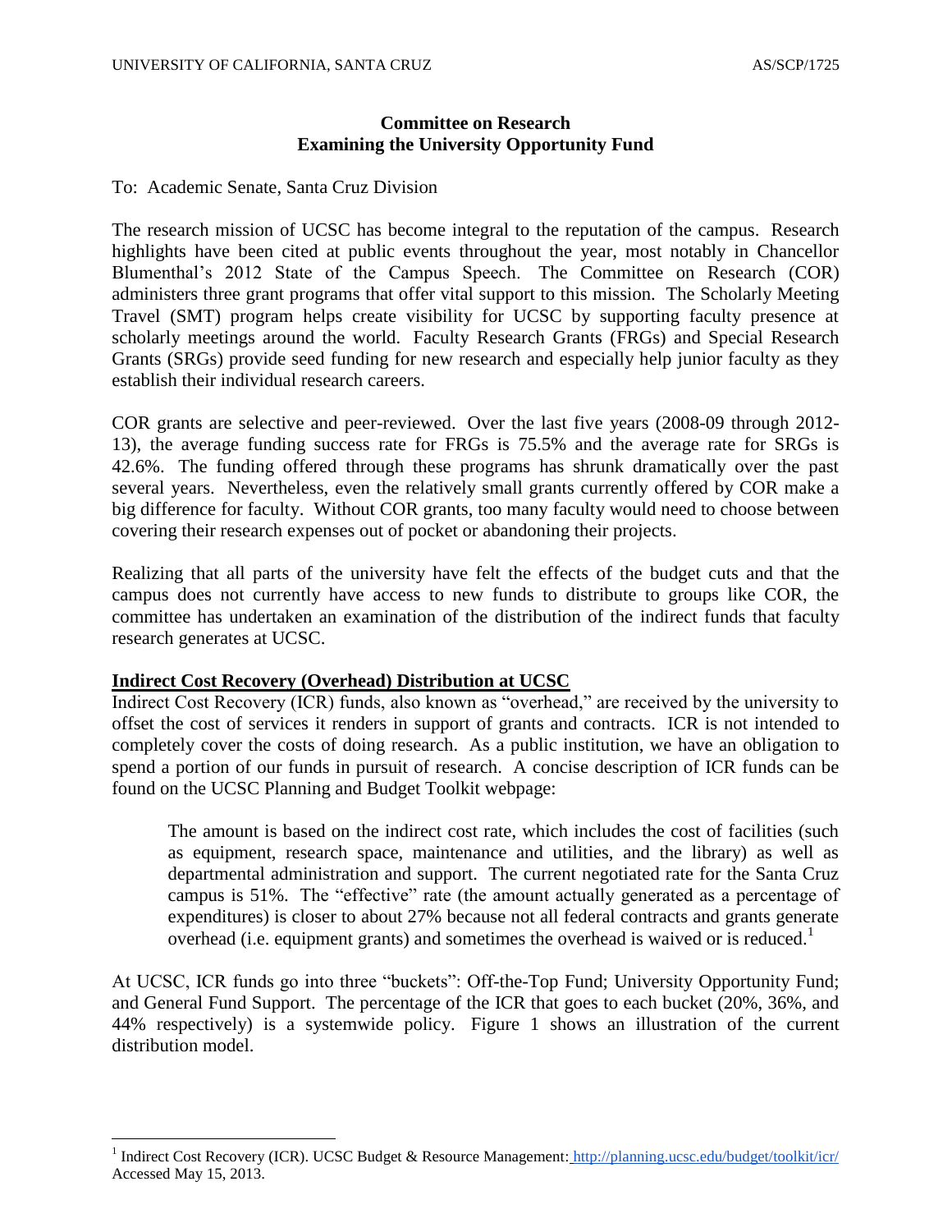# Committee on Research
## Examining the University Opportunity Fund

To: Academic Senate, Santa Cruz Division

The research mission of UCSC has become integral to the reputation of the campus. Research highlights have been cited at public events throughout the year, most notably in Chancellor Blumenthal's 2012 State of the Campus Speech. The Committee on Research (COR) administers three grant programs that offer vital support to this mission. The Scholarly Meeting Travel (SMT) program helps create visibility for UCSC by supporting faculty presence at scholarly meetings around the world. Faculty Research Grants (FRGs) and Special Research Grants (SRGs) provide seed funding for new research and especially help junior faculty as they establish their individual research careers.

COR grants are selective and peer-reviewed. Over the last five years (2008-09 through 2012-13), the average funding success rate for FRGs is 75.5% and the average rate for SRGs is 42.6%. The funding offered through these programs has shrunk dramatically over the past several years. Nevertheless, even the relatively small grants currently offered by COR make a big difference for faculty. Without COR grants, too many faculty would need to choose between covering their research expenses out of pocket or abandoning their projects.

Realizing that all parts of the university have felt the effects of the budget cuts and that the campus does not currently have access to new funds to distribute to groups like COR, the committee has undertaken an examination of the distribution of the indirect funds that faculty research generates at UCSC.

### Indirect Cost Recovery (Overhead) Distribution at UCSC

Indirect Cost Recovery (ICR) funds, also known as "overhead," are received by the university to offset the cost of services it renders in support of grants and contracts. ICR is not intended to completely cover the costs of doing research. As a public institution, we have an obligation to spend a portion of our funds in pursuit of research. A concise description of ICR funds can be found on the UCSC Planning and Budget Toolkit webpage:

> The amount is based on the indirect cost rate, which includes the cost of facilities (such as equipment, research space, maintenance and utilities, and the library) as well as departmental administration and support. The current negotiated rate for the Santa Cruz campus is 51%. The "effective" rate (the amount actually generated as a percentage of expenditures) is closer to about 27% because not all federal contracts and grants generate overhead (i.e. equipment grants) and sometimes the overhead is waived or is reduced.[1]

At UCSC, ICR funds go into three "buckets": Off-the-Top Fund; University Opportunity Fund; and General Fund Support. The percentage of the ICR that goes to each bucket (20%, 36%, and 44% respectively) is a systemwide policy. Figure 1 shows an illustration of the current distribution model.

---

[1] Indirect Cost Recovery (ICR). UCSC Budget & Resource Management: http://planning.ucsc.edu/budget/toolkit/icr/ Accessed May 15, 2013.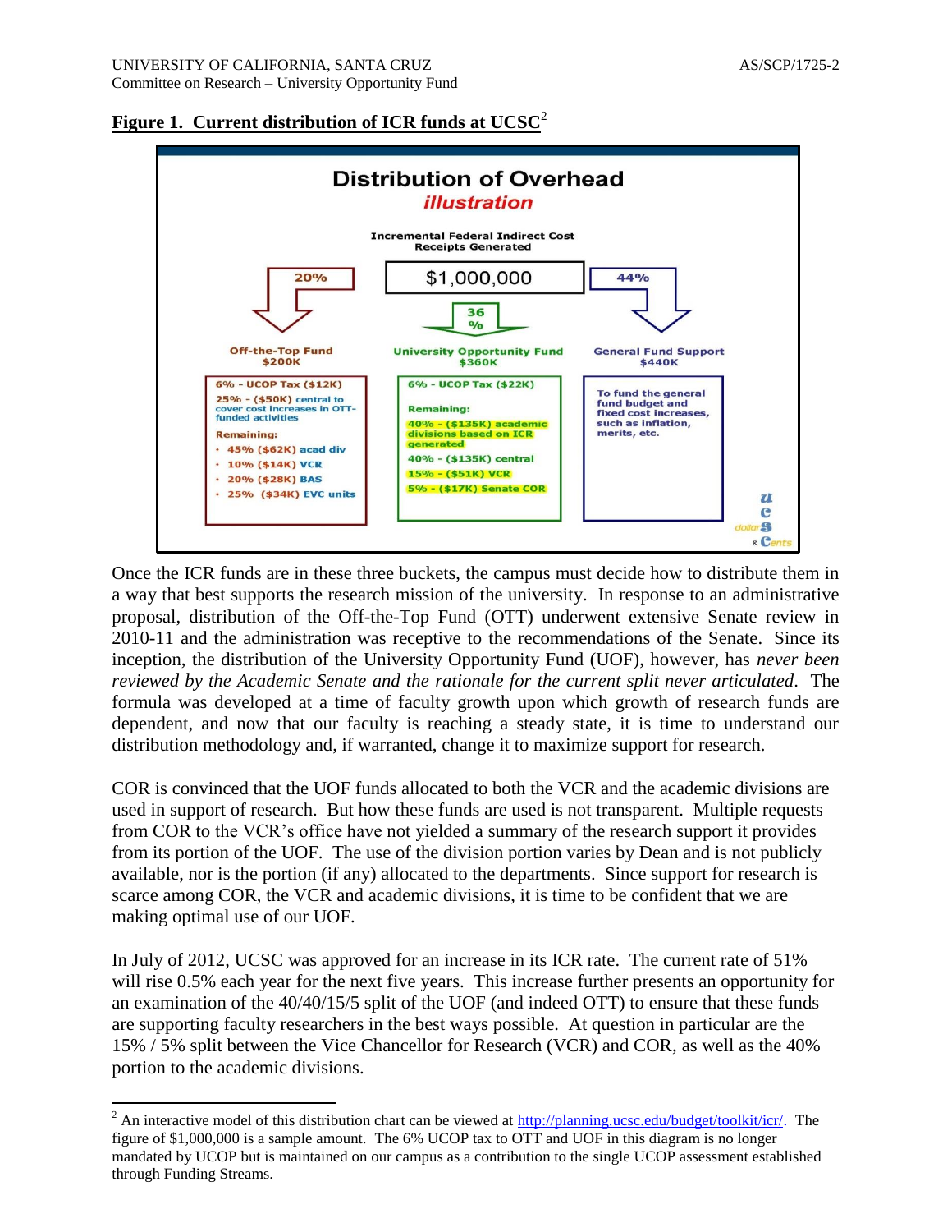**Figure 1. Current distribution of ICR funds at UCSC**[2]

**Distribution of Overhead**
*illustration*

Incremental Federal Indirect Cost Receipts Generated

$1,000,000

| 20% | 36% | 44% |
|---|---|---|
| **Off-the-Top Fund $200K** | **University Opportunity Fund $360K** | **General Fund Support $440K** |
| 6% - UCOP Tax ($12K)<br>25% - ($50K) central to cover cost increases in OTT-funded activities<br>Remaining:<br>• 45% ($62K) acad div<br>• 10% ($14K) VCR<br>• 20% ($28K) BAS<br>• 25% ($34K) EVC units | 6% - UCOP Tax ($22K)<br>Remaining:<br>40% - ($135K) academic divisions based on ICR generated<br>40% - ($135K) central<br>15% - ($51K) VCR<br>5% - ($17K) Senate COR | To fund the general fund budget and fixed cost increases, such as inflation, merits, etc. |

Once the ICR funds are in these three buckets, the campus must decide how to distribute them in a way that best supports the research mission of the university. In response to an administrative proposal, distribution of the Off-the-Top Fund (OTT) underwent extensive Senate review in 2010-11 and the administration was receptive to the recommendations of the Senate. Since its inception, the distribution of the University Opportunity Fund (UOF), however, has *never been reviewed by the Academic Senate and the rationale for the current split never articulated*. The formula was developed at a time of faculty growth upon which growth of research funds are dependent, and now that our faculty is reaching a steady state, it is time to understand our distribution methodology and, if warranted, change it to maximize support for research.

COR is convinced that the UOF funds allocated to both the VCR and the academic divisions are used in support of research. But how these funds are used is not transparent. Multiple requests from COR to the VCR's office have not yielded a summary of the research support it provides from its portion of the UOF. The use of the division portion varies by Dean and is not publicly available, nor is the portion (if any) allocated to the departments. Since support for research is scarce among COR, the VCR and academic divisions, it is time to be confident that we are making optimal use of our UOF.

In July of 2012, UCSC was approved for an increase in its ICR rate. The current rate of 51% will rise 0.5% each year for the next five years. This increase further presents an opportunity for an examination of the 40/40/15/5 split of the UOF (and indeed OTT) to ensure that these funds are supporting faculty researchers in the best ways possible. At question in particular are the 15% / 5% split between the Vice Chancellor for Research (VCR) and COR, as well as the 40% portion to the academic divisions.

[2] An interactive model of this distribution chart can be viewed at http://planning.ucsc.edu/budget/toolkit/icr/. The figure of $1,000,000 is a sample amount. The 6% UCOP tax to OTT and UOF in this diagram is no longer mandated by UCOP but is maintained on our campus as a contribution to the single UCOP assessment established through Funding Streams.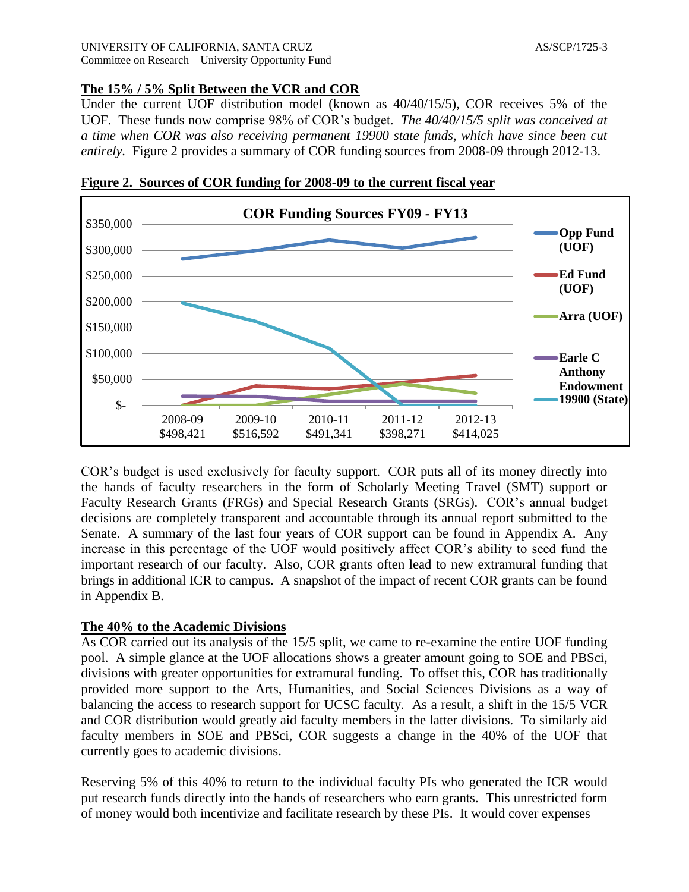## The 15% / 5% Split Between the VCR and COR

Under the current UOF distribution model (known as 40/40/15/5), COR receives 5% of the UOF. These funds now comprise 98% of COR's budget. *The 40/40/15/5 split was conceived at a time when COR was also receiving permanent 19900 state funds, which have since been cut entirely.* Figure 2 provides a summary of COR funding sources from 2008-09 through 2012-13.

**Figure 2. Sources of COR funding for 2008-09 to the current fiscal year**

COR Funding Sources FY09 - FY13

| | 2008-09 | 2009-10 | 2010-11 | 2011-12 | 2012-13 |
|---|---|---|---|---|---|
| Total | $498,421 | $516,592 | $491,341 | $398,271 | $414,025 |

Legend: Opp Fund (UOF); Ed Fund (UOF); Arra (UOF); Earle C Anthony Endowment; 19900 (State)

COR's budget is used exclusively for faculty support. COR puts all of its money directly into the hands of faculty researchers in the form of Scholarly Meeting Travel (SMT) support or Faculty Research Grants (FRGs) and Special Research Grants (SRGs). COR's annual budget decisions are completely transparent and accountable through its annual report submitted to the Senate. A summary of the last four years of COR support can be found in Appendix A. Any increase in this percentage of the UOF would positively affect COR's ability to seed fund the important research of our faculty. Also, COR grants often lead to new extramural funding that brings in additional ICR to campus. A snapshot of the impact of recent COR grants can be found in Appendix B.

## The 40% to the Academic Divisions

As COR carried out its analysis of the 15/5 split, we came to re-examine the entire UOF funding pool. A simple glance at the UOF allocations shows a greater amount going to SOE and PBSci, divisions with greater opportunities for extramural funding. To offset this, COR has traditionally provided more support to the Arts, Humanities, and Social Sciences Divisions as a way of balancing the access to research support for UCSC faculty. As a result, a shift in the 15/5 VCR and COR distribution would greatly aid faculty members in the latter divisions. To similarly aid faculty members in SOE and PBSci, COR suggests a change in the 40% of the UOF that currently goes to academic divisions.

Reserving 5% of this 40% to return to the individual faculty PIs who generated the ICR would put research funds directly into the hands of researchers who earn grants. This unrestricted form of money would both incentivize and facilitate research by these PIs. It would cover expenses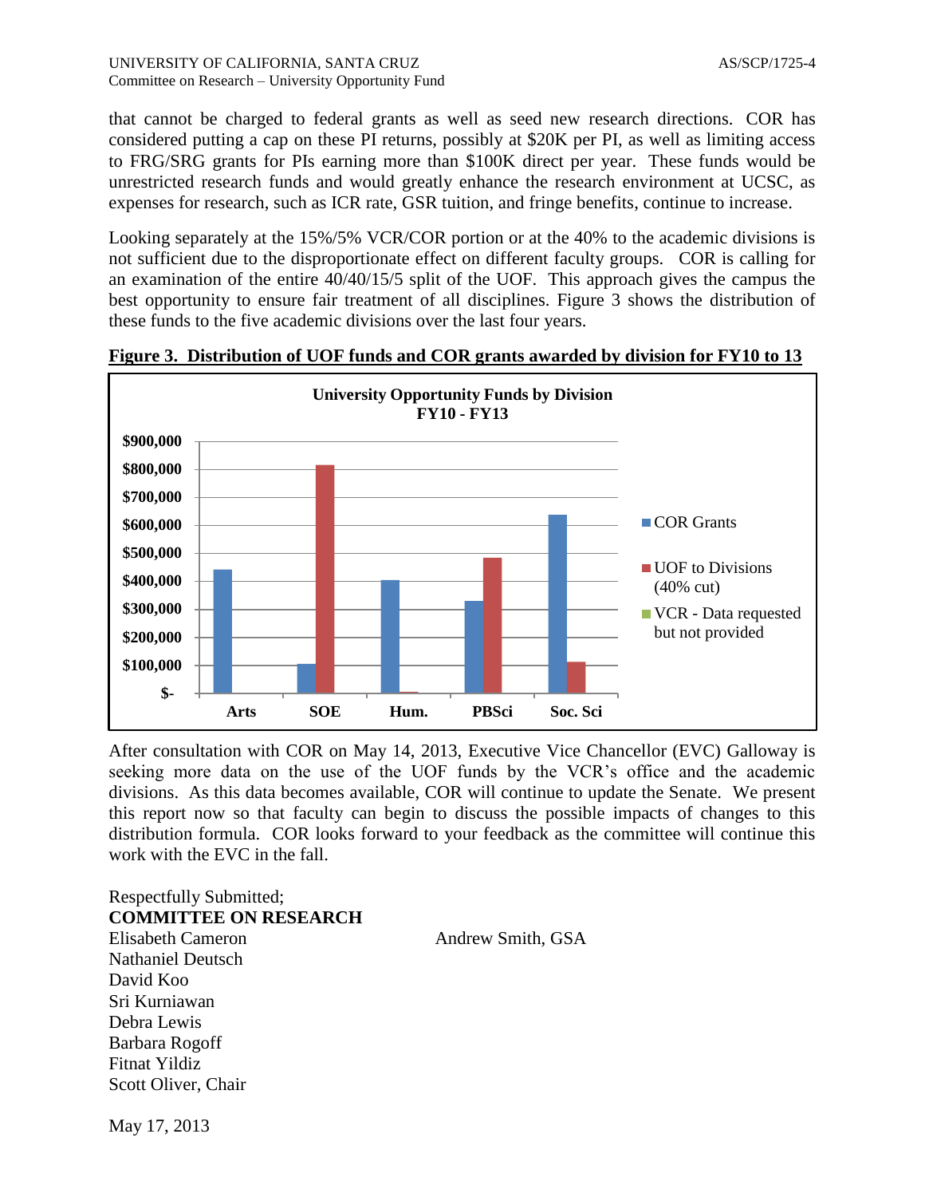that cannot be charged to federal grants as well as seed new research directions. COR has considered putting a cap on these PI returns, possibly at $20K per PI, as well as limiting access to FRG/SRG grants for PIs earning more than $100K direct per year. These funds would be unrestricted research funds and would greatly enhance the research environment at UCSC, as expenses for research, such as ICR rate, GSR tuition, and fringe benefits, continue to increase.

Looking separately at the 15%/5% VCR/COR portion or at the 40% to the academic divisions is not sufficient due to the disproportionate effect on different faculty groups. COR is calling for an examination of the entire 40/40/15/5 split of the UOF. This approach gives the campus the best opportunity to ensure fair treatment of all disciplines. Figure 3 shows the distribution of these funds to the five academic divisions over the last four years.

**Figure 3. Distribution of UOF funds and COR grants awarded by division for FY10 to 13**

**University Opportunity Funds by Division FY10 - FY13**

(Bar chart; y-axis from $- to $900,000; divisions: Arts, SOE, Hum., PBSci, Soc. Sci; legend: COR Grants; UOF to Divisions (40% cut); VCR - Data requested but not provided)

After consultation with COR on May 14, 2013, Executive Vice Chancellor (EVC) Galloway is seeking more data on the use of the UOF funds by the VCR's office and the academic divisions. As this data becomes available, COR will continue to update the Senate. We present this report now so that faculty can begin to discuss the possible impacts of changes to this distribution formula. COR looks forward to your feedback as the committee will continue this work with the EVC in the fall.

Respectfully Submitted;
**COMMITTEE ON RESEARCH**

Elisabeth Cameron
Nathaniel Deutsch
David Koo
Sri Kurniawan
Debra Lewis
Barbara Rogoff
Fitnat Yildiz
Scott Oliver, Chair

Andrew Smith, GSA

May 17, 2013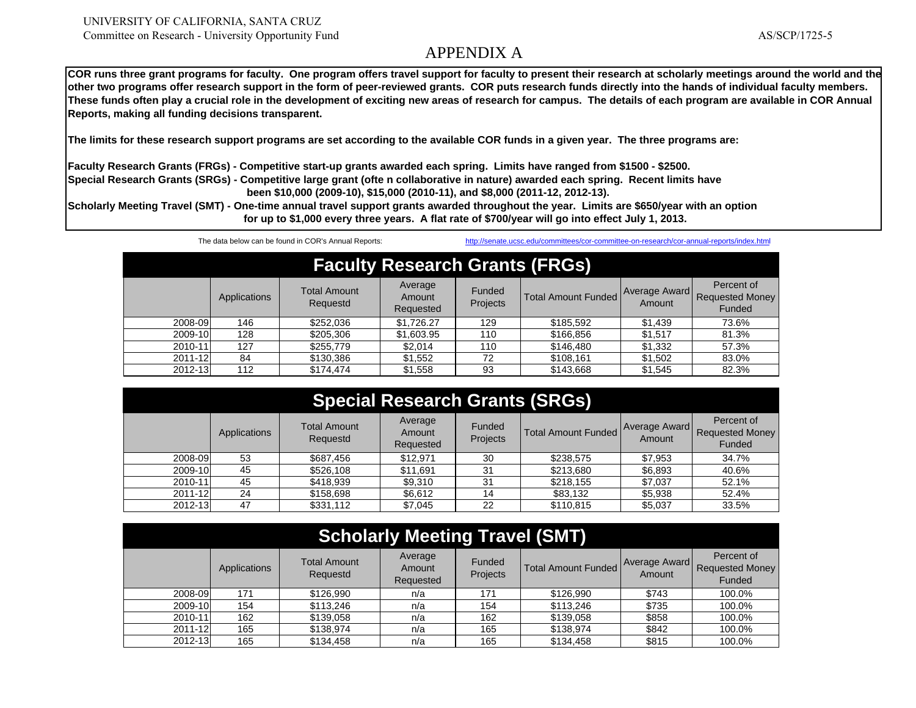UNIVERSITY OF CALIFORNIA, SANTA CRUZ
Committee on Research - University Opportunity Fund

AS/SCP/1725-5

# APPENDIX A

**COR runs three grant programs for faculty. One program offers travel support for faculty to present their research at scholarly meetings around the world and the other two programs offer research support in the form of peer-reviewed grants. COR puts research funds directly into the hands of individual faculty members. These funds often play a crucial role in the development of exciting new areas of research for campus. The details of each program are available in COR Annual Reports, making all funding decisions transparent.**

**The limits for these research support programs are set according to the available COR funds in a given year. The three programs are:**

**Faculty Research Grants (FRGs) - Competitive start-up grants awarded each spring. Limits have ranged from $1500 - $2500.**
**Special Research Grants (SRGs) - Competitive large grant (ofte n collaborative in nature) awarded each spring. Recent limits have been $10,000 (2009-10), $15,000 (2010-11), and $8,000 (2011-12, 2012-13).**
**Scholarly Meeting Travel (SMT) - One-time annual travel support grants awarded throughout the year. Limits are $650/year with an option for up to $1,000 every three years. A flat rate of $700/year will go into effect July 1, 2013.**

The data below can be found in COR's Annual Reports: http://senate.ucsc.edu/committees/cor-committee-on-research/cor-annual-reports/index.html

## Faculty Research Grants (FRGs)

| | Applications | Total Amount Requestd | Average Amount Requested | Funded Projects | Total Amount Funded | Average Award Amount | Percent of Requested Money Funded |
|---|---|---|---|---|---|---|---|
| 2008-09 | 146 | $252,036 | $1,726.27 | 129 | $185,592 | $1,439 | 73.6% |
| 2009-10 | 128 | $205,306 | $1,603.95 | 110 | $166,856 | $1,517 | 81.3% |
| 2010-11 | 127 | $255,779 | $2,014 | 110 | $146,480 | $1,332 | 57.3% |
| 2011-12 | 84 | $130,386 | $1,552 | 72 | $108,161 | $1,502 | 83.0% |
| 2012-13 | 112 | $174,474 | $1,558 | 93 | $143,668 | $1,545 | 82.3% |

## Special Research Grants (SRGs)

| | Applications | Total Amount Requestd | Average Amount Requested | Funded Projects | Total Amount Funded | Average Award Amount | Percent of Requested Money Funded |
|---|---|---|---|---|---|---|---|
| 2008-09 | 53 | $687,456 | $12,971 | 30 | $238,575 | $7,953 | 34.7% |
| 2009-10 | 45 | $526,108 | $11,691 | 31 | $213,680 | $6,893 | 40.6% |
| 2010-11 | 45 | $418,939 | $9,310 | 31 | $218,155 | $7,037 | 52.1% |
| 2011-12 | 24 | $158,698 | $6,612 | 14 | $83,132 | $5,938 | 52.4% |
| 2012-13 | 47 | $331,112 | $7,045 | 22 | $110,815 | $5,037 | 33.5% |

## Scholarly Meeting Travel (SMT)

| | Applications | Total Amount Requestd | Average Amount Requested | Funded Projects | Total Amount Funded | Average Award Amount | Percent of Requested Money Funded |
|---|---|---|---|---|---|---|---|
| 2008-09 | 171 | $126,990 | n/a | 171 | $126,990 | $743 | 100.0% |
| 2009-10 | 154 | $113,246 | n/a | 154 | $113,246 | $735 | 100.0% |
| 2010-11 | 162 | $139,058 | n/a | 162 | $139,058 | $858 | 100.0% |
| 2011-12 | 165 | $138,974 | n/a | 165 | $138,974 | $842 | 100.0% |
| 2012-13 | 165 | $134,458 | n/a | 165 | $134,458 | $815 | 100.0% |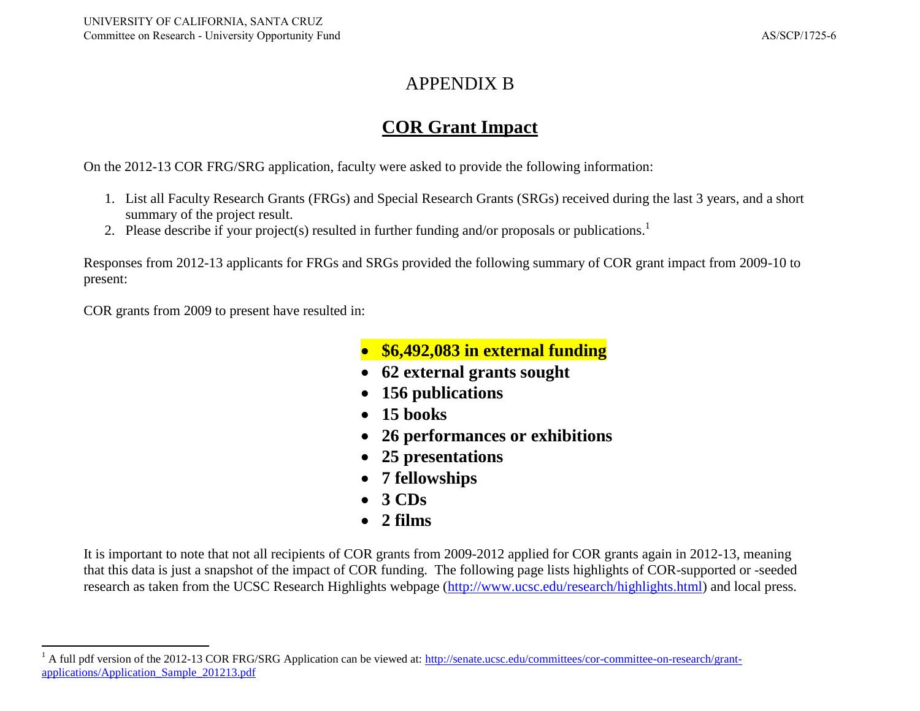# APPENDIX B

## COR Grant Impact

On the 2012-13 COR FRG/SRG application, faculty were asked to provide the following information:

1. List all Faculty Research Grants (FRGs) and Special Research Grants (SRGs) received during the last 3 years, and a short summary of the project result.
2. Please describe if your project(s) resulted in further funding and/or proposals or publications.[1]

Responses from 2012-13 applicants for FRGs and SRGs provided the following summary of COR grant impact from 2009-10 to present:

COR grants from 2009 to present have resulted in:

- **$6,492,083 in external funding**
- **62 external grants sought**
- **156 publications**
- **15 books**
- **26 performances or exhibitions**
- **25 presentations**
- **7 fellowships**
- **3 CDs**
- **2 films**

It is important to note that not all recipients of COR grants from 2009-2012 applied for COR grants again in 2012-13, meaning that this data is just a snapshot of the impact of COR funding. The following page lists highlights of COR-supported or -seeded research as taken from the UCSC Research Highlights webpage (http://www.ucsc.edu/research/highlights.html) and local press.

[1] A full pdf version of the 2012-13 COR FRG/SRG Application can be viewed at: http://senate.ucsc.edu/committees/cor-committee-on-research/grant-applications/Application_Sample_201213.pdf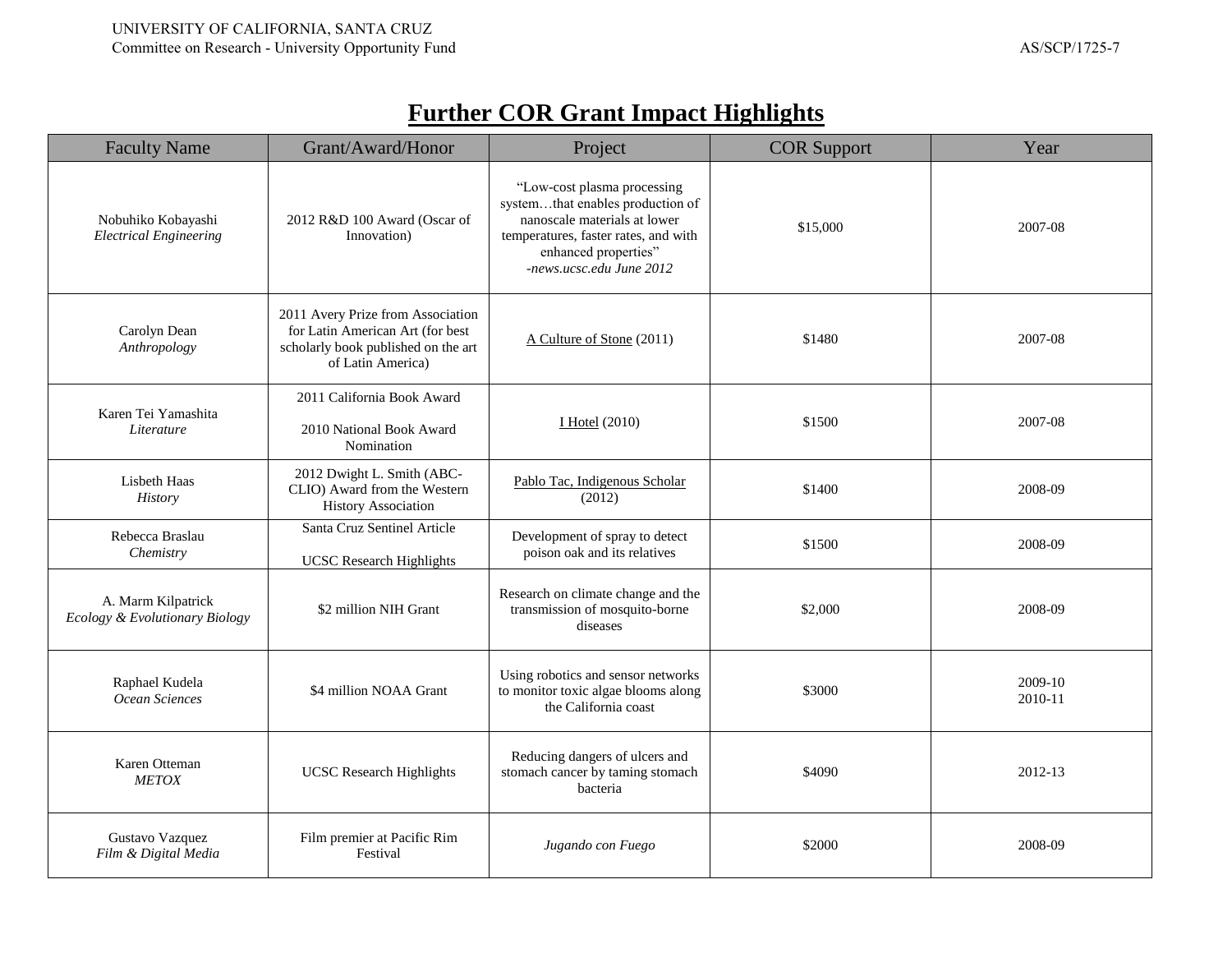# Further COR Grant Impact Highlights

| Faculty Name | Grant/Award/Honor | Project | COR Support | Year |
|---|---|---|---|---|
| Nobuhiko Kobayashi *Electrical Engineering* | 2012 R&D 100 Award (Oscar of Innovation) | "Low-cost plasma processing system…that enables production of nanoscale materials at lower temperatures, faster rates, and with enhanced properties" *-news.ucsc.edu June 2012* | $15,000 | 2007-08 |
| Carolyn Dean *Anthropology* | 2011 Avery Prize from Association for Latin American Art (for best scholarly book published on the art of Latin America) | A Culture of Stone (2011) | $1480 | 2007-08 |
| Karen Tei Yamashita *Literature* | 2011 California Book Award<br><br>2010 National Book Award Nomination | I Hotel (2010) | $1500 | 2007-08 |
| Lisbeth Haas *History* | 2012 Dwight L. Smith (ABC-CLIO) Award from the Western History Association | Pablo Tac, Indigenous Scholar (2012) | $1400 | 2008-09 |
| Rebecca Braslau *Chemistry* | Santa Cruz Sentinel Article<br><br>UCSC Research Highlights | Development of spray to detect poison oak and its relatives | $1500 | 2008-09 |
| A. Marm Kilpatrick *Ecology & Evolutionary Biology* | $2 million NIH Grant | Research on climate change and the transmission of mosquito-borne diseases | $2,000 | 2008-09 |
| Raphael Kudela *Ocean Sciences* | $4 million NOAA Grant | Using robotics and sensor networks to monitor toxic algae blooms along the California coast | $3000 | 2009-10<br>2010-11 |
| Karen Otteman *METOX* | UCSC Research Highlights | Reducing dangers of ulcers and stomach cancer by taming stomach bacteria | $4090 | 2012-13 |
| Gustavo Vazquez *Film & Digital Media* | Film premier at Pacific Rim Festival | *Jugando con Fuego* | $2000 | 2008-09 |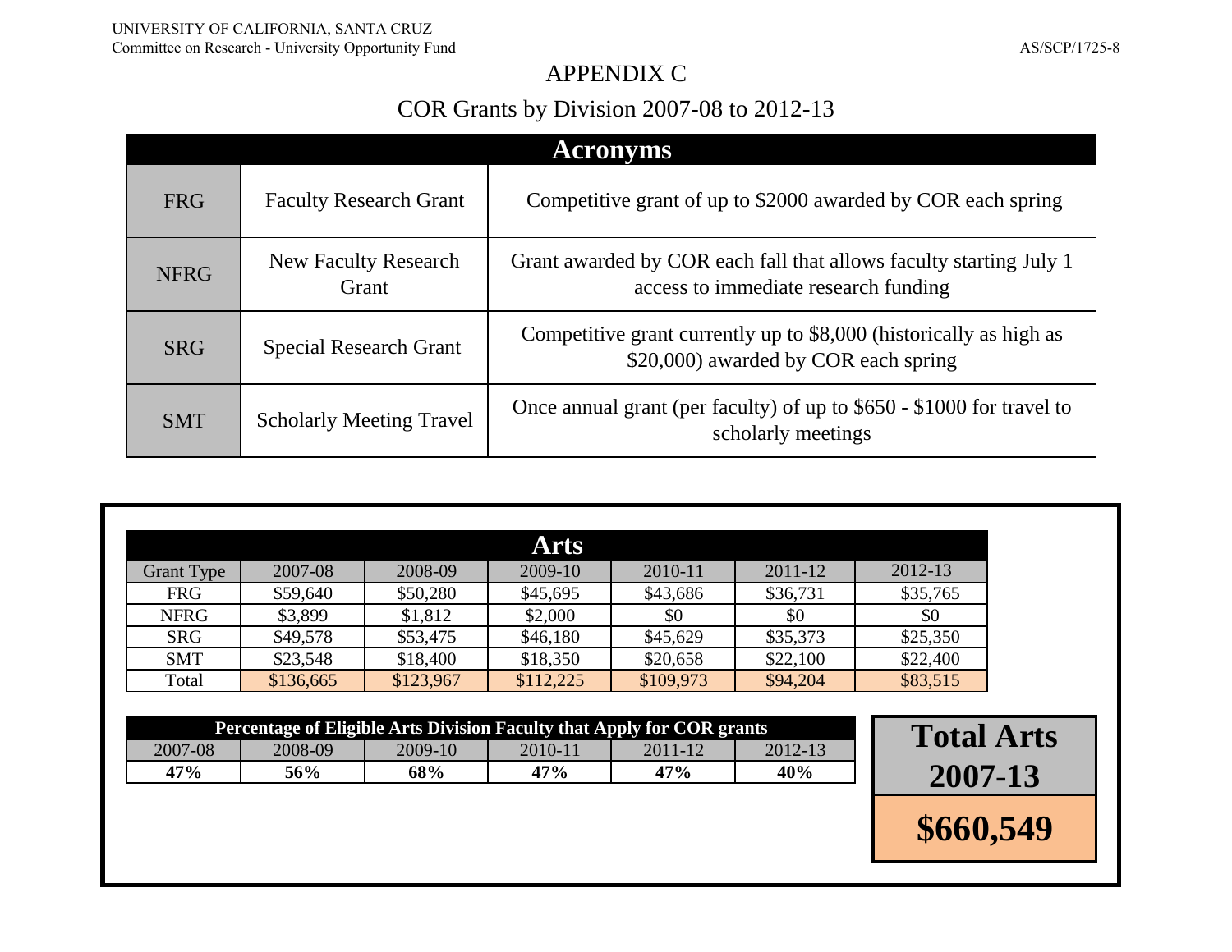UNIVERSITY OF CALIFORNIA, SANTA CRUZ
Committee on Research - University Opportunity Fund

AS/SCP/1725-8

# APPENDIX C

## COR Grants by Division 2007-08 to 2012-13

| Acronyms | | |
|---|---|---|
| FRG | Faculty Research Grant | Competitive grant of up to $2000 awarded by COR each spring |
| NFRG | New Faculty Research Grant | Grant awarded by COR each fall that allows faculty starting July 1 access to immediate research funding |
| SRG | Special Research Grant | Competitive grant currently up to $8,000 (historically as high as $20,000) awarded by COR each spring |
| SMT | Scholarly Meeting Travel | Once annual grant (per faculty) of up to $650 - $1000 for travel to scholarly meetings |

### Arts

| Grant Type | 2007-08 | 2008-09 | 2009-10 | 2010-11 | 2011-12 | 2012-13 |
|---|---|---|---|---|---|---|
| FRG | $59,640 | $50,280 | $45,695 | $43,686 | $36,731 | $35,765 |
| NFRG | $3,899 | $1,812 | $2,000 | $0 | $0 | $0 |
| SRG | $49,578 | $53,475 | $46,180 | $45,629 | $35,373 | $25,350 |
| SMT | $23,548 | $18,400 | $18,350 | $20,658 | $22,100 | $22,400 |
| Total | $136,665 | $123,967 | $112,225 | $109,973 | $94,204 | $83,515 |

**Percentage of Eligible Arts Division Faculty that Apply for COR grants**

| 2007-08 | 2008-09 | 2009-10 | 2010-11 | 2011-12 | 2012-13 |
|---|---|---|---|---|---|
| **47%** | **56%** | **68%** | **47%** | **47%** | **40%** |

| Total Arts 2007-13 |
|---|
| **$660,549** |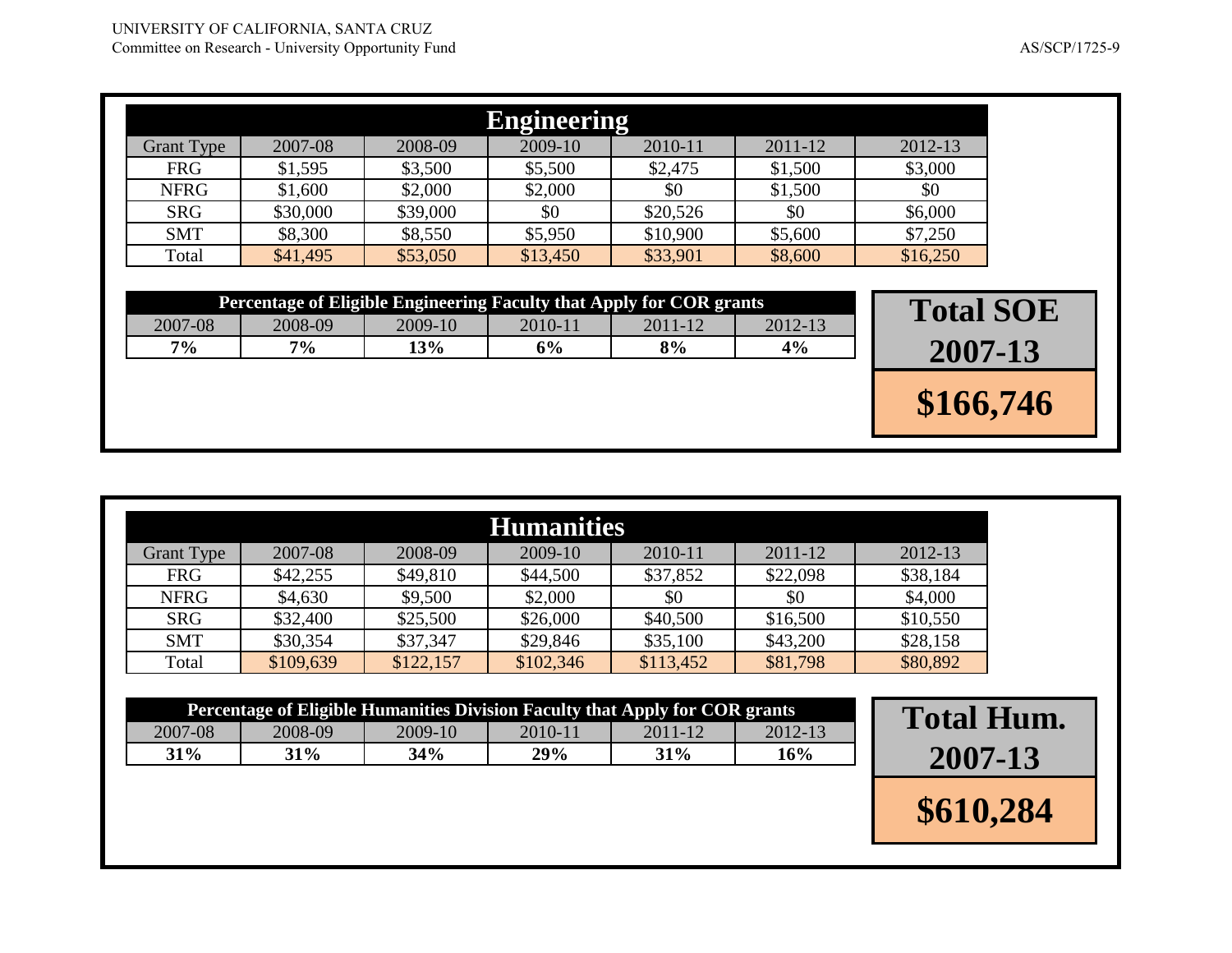## Engineering

| Grant Type | 2007-08 | 2008-09 | 2009-10 | 2010-11 | 2011-12 | 2012-13 |
|---|---|---|---|---|---|---|
| FRG | $1,595 | $3,500 | $5,500 | $2,475 | $1,500 | $3,000 |
| NFRG | $1,600 | $2,000 | $2,000 | $0 | $1,500 | $0 |
| SRG | $30,000 | $39,000 | $0 | $20,526 | $0 | $6,000 |
| SMT | $8,300 | $8,550 | $5,950 | $10,900 | $5,600 | $7,250 |
| Total | $41,495 | $53,050 | $13,450 | $33,901 | $8,600 | $16,250 |

**Percentage of Eligible Engineering Faculty that Apply for COR grants**

| 2007-08 | 2008-09 | 2009-10 | 2010-11 | 2011-12 | 2012-13 |
|---|---|---|---|---|---|
| **7%** | **7%** | **13%** | **6%** | **8%** | **4%** |

**Total SOE 2007-13**

**$166,746**

## Humanities

| Grant Type | 2007-08 | 2008-09 | 2009-10 | 2010-11 | 2011-12 | 2012-13 |
|---|---|---|---|---|---|---|
| FRG | $42,255 | $49,810 | $44,500 | $37,852 | $22,098 | $38,184 |
| NFRG | $4,630 | $9,500 | $2,000 | $0 | $0 | $4,000 |
| SRG | $32,400 | $25,500 | $26,000 | $40,500 | $16,500 | $10,550 |
| SMT | $30,354 | $37,347 | $29,846 | $35,100 | $43,200 | $28,158 |
| Total | $109,639 | $122,157 | $102,346 | $113,452 | $81,798 | $80,892 |

**Percentage of Eligible Humanities Division Faculty that Apply for COR grants**

| 2007-08 | 2008-09 | 2009-10 | 2010-11 | 2011-12 | 2012-13 |
|---|---|---|---|---|---|
| **31%** | **31%** | **34%** | **29%** | **31%** | **16%** |

**Total Hum. 2007-13**

**$610,284**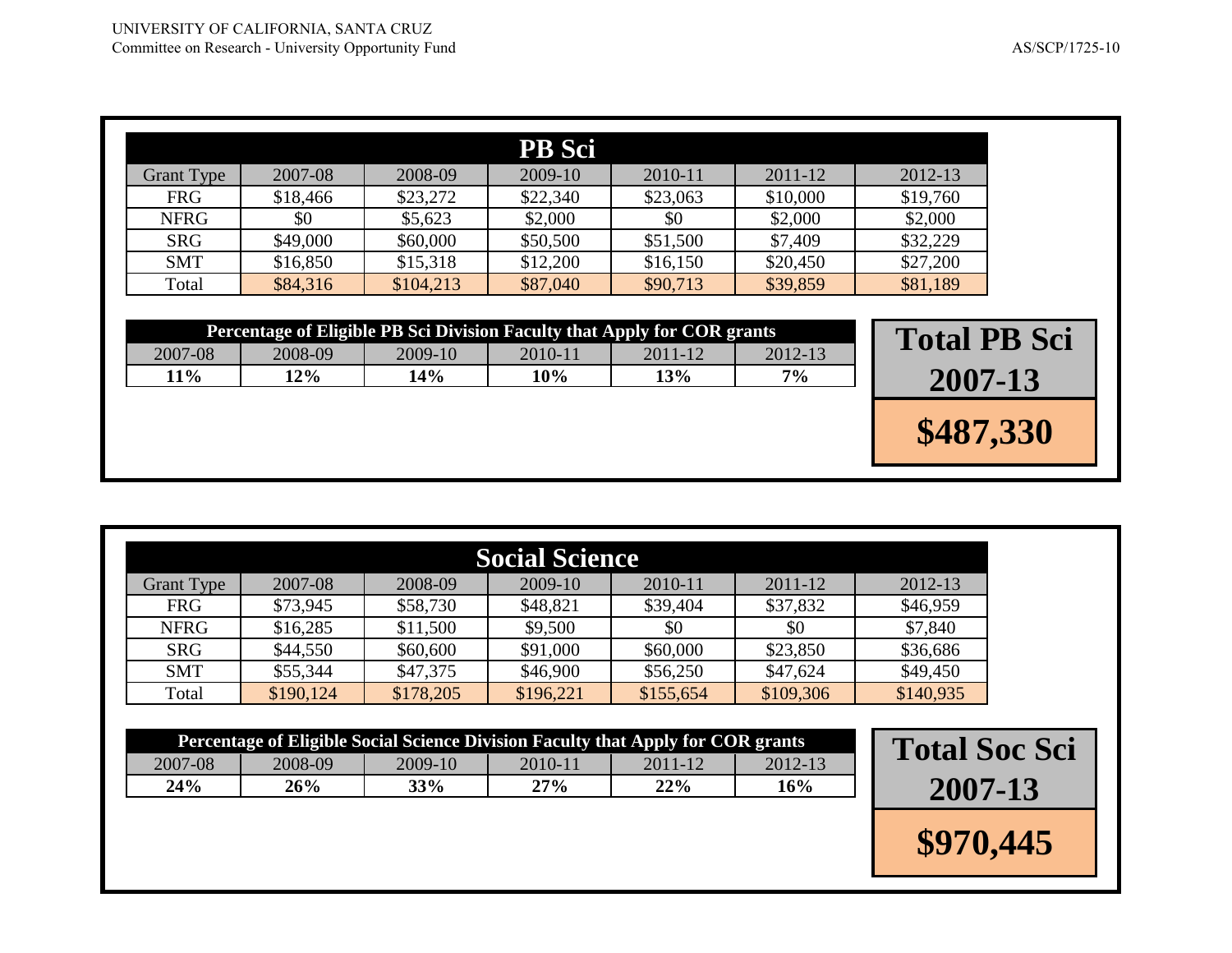## PB Sci

| Grant Type | 2007-08 | 2008-09 | 2009-10 | 2010-11 | 2011-12 | 2012-13 |
|---|---|---|---|---|---|---|
| FRG | $18,466 | $23,272 | $22,340 | $23,063 | $10,000 | $19,760 |
| NFRG | $0 | $5,623 | $2,000 | $0 | $2,000 | $2,000 |
| SRG | $49,000 | $60,000 | $50,500 | $51,500 | $7,409 | $32,229 |
| SMT | $16,850 | $15,318 | $12,200 | $16,150 | $20,450 | $27,200 |
| Total | $84,316 | $104,213 | $87,040 | $90,713 | $39,859 | $81,189 |

**Percentage of Eligible PB Sci Division Faculty that Apply for COR grants**

| 2007-08 | 2008-09 | 2009-10 | 2010-11 | 2011-12 | 2012-13 |
|---|---|---|---|---|---|
| **11%** | **12%** | **14%** | **10%** | **13%** | **7%** |

**Total PB Sci 2007-13**

**$487,330**

## Social Science

| Grant Type | 2007-08 | 2008-09 | 2009-10 | 2010-11 | 2011-12 | 2012-13 |
|---|---|---|---|---|---|---|
| FRG | $73,945 | $58,730 | $48,821 | $39,404 | $37,832 | $46,959 |
| NFRG | $16,285 | $11,500 | $9,500 | $0 | $0 | $7,840 |
| SRG | $44,550 | $60,600 | $91,000 | $60,000 | $23,850 | $36,686 |
| SMT | $55,344 | $47,375 | $46,900 | $56,250 | $47,624 | $49,450 |
| Total | $190,124 | $178,205 | $196,221 | $155,654 | $109,306 | $140,935 |

**Percentage of Eligible Social Science Division Faculty that Apply for COR grants**

| 2007-08 | 2008-09 | 2009-10 | 2010-11 | 2011-12 | 2012-13 |
|---|---|---|---|---|---|
| **24%** | **26%** | **33%** | **27%** | **22%** | **16%** |

**Total Soc Sci 2007-13**

**$970,445**